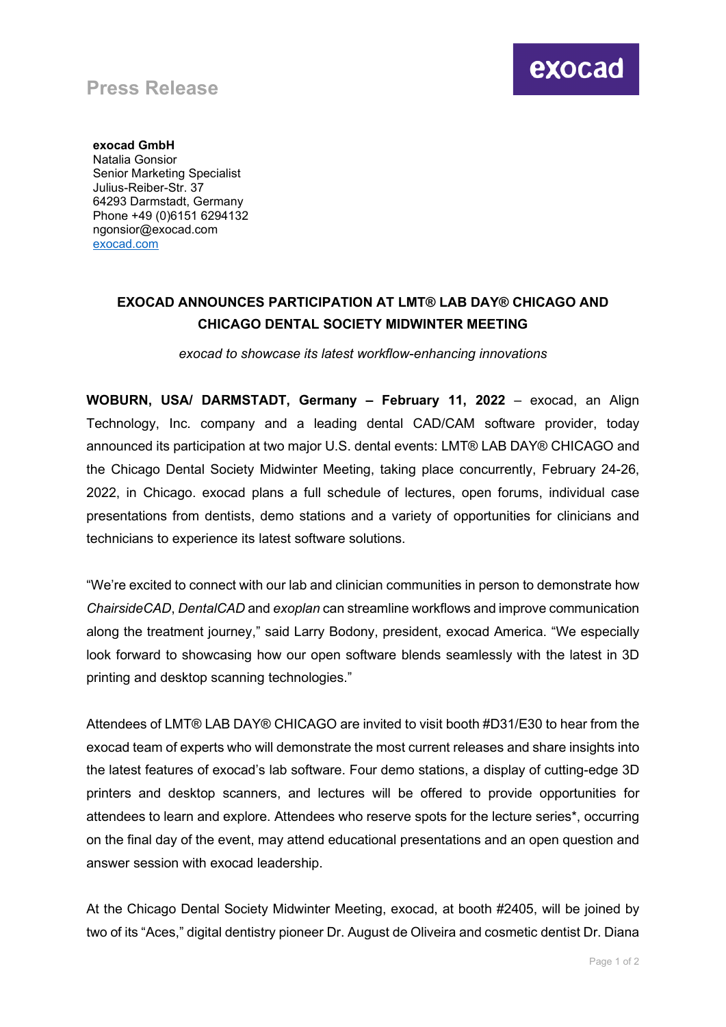Press Release

**exocad GmbH**
Natalia Gonsior
Senior Marketing Specialist
Julius-Reiber-Str. 37
64293 Darmstadt, Germany
Phone +49 (0)6151 6294132
ngonsior@exocad.com
[exocad.com](exocad.com)

## EXOCAD ANNOUNCES PARTICIPATION AT LMT® LAB DAY® CHICAGO AND CHICAGO DENTAL SOCIETY MIDWINTER MEETING

*exocad to showcase its latest workflow-enhancing innovations*

**WOBURN, USA/ DARMSTADT, Germany – February 11, 2022** – exocad, an Align Technology, Inc. company and a leading dental CAD/CAM software provider, today announced its participation at two major U.S. dental events: LMT® LAB DAY® CHICAGO and the Chicago Dental Society Midwinter Meeting, taking place concurrently, February 24-26, 2022, in Chicago. exocad plans a full schedule of lectures, open forums, individual case presentations from dentists, demo stations and a variety of opportunities for clinicians and technicians to experience its latest software solutions.

"We're excited to connect with our lab and clinician communities in person to demonstrate how *ChairsideCAD*, *DentalCAD* and *exoplan* can streamline workflows and improve communication along the treatment journey," said Larry Bodony, president, exocad America. "We especially look forward to showcasing how our open software blends seamlessly with the latest in 3D printing and desktop scanning technologies."

Attendees of LMT® LAB DAY® CHICAGO are invited to visit booth #D31/E30 to hear from the exocad team of experts who will demonstrate the most current releases and share insights into the latest features of exocad's lab software. Four demo stations, a display of cutting-edge 3D printers and desktop scanners, and lectures will be offered to provide opportunities for attendees to learn and explore. Attendees who reserve spots for the lecture series*, occurring on the final day of the event, may attend educational presentations and an open question and answer session with exocad leadership.

At the Chicago Dental Society Midwinter Meeting, exocad, at booth #2405, will be joined by two of its "Aces," digital dentistry pioneer Dr. August de Oliveira and cosmetic dentist Dr. Diana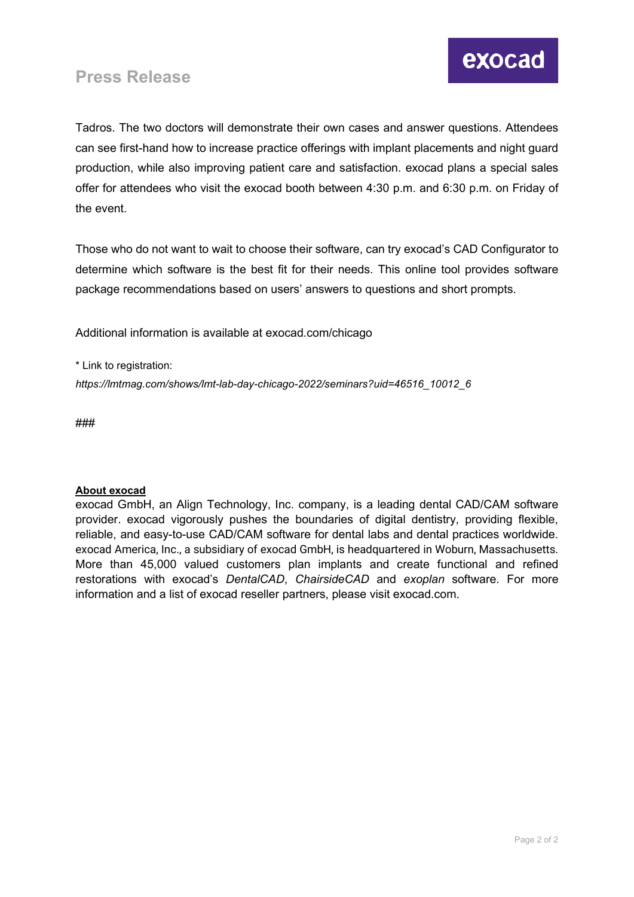Tadros. The two doctors will demonstrate their own cases and answer questions. Attendees can see first-hand how to increase practice offerings with implant placements and night guard production, while also improving patient care and satisfaction. exocad plans a special sales offer for attendees who visit the exocad booth between 4:30 p.m. and 6:30 p.m. on Friday of the event.

Those who do not want to wait to choose their software, can try exocad's CAD Configurator to determine which software is the best fit for their needs. This online tool provides software package recommendations based on users' answers to questions and short prompts.

Additional information is available at exocad.com/chicago

* Link to registration:
*https://lmtmag.com/shows/lmt-lab-day-chicago-2022/seminars?uid=46516_10012_6*

###

**About exocad**

exocad GmbH, an Align Technology, Inc. company, is a leading dental CAD/CAM software provider. exocad vigorously pushes the boundaries of digital dentistry, providing flexible, reliable, and easy-to-use CAD/CAM software for dental labs and dental practices worldwide. exocad America, Inc., a subsidiary of exocad GmbH, is headquartered in Woburn, Massachusetts. More than 45,000 valued customers plan implants and create functional and refined restorations with exocad's *DentalCAD*, *ChairsideCAD* and *exoplan* software. For more information and a list of exocad reseller partners, please visit exocad.com.